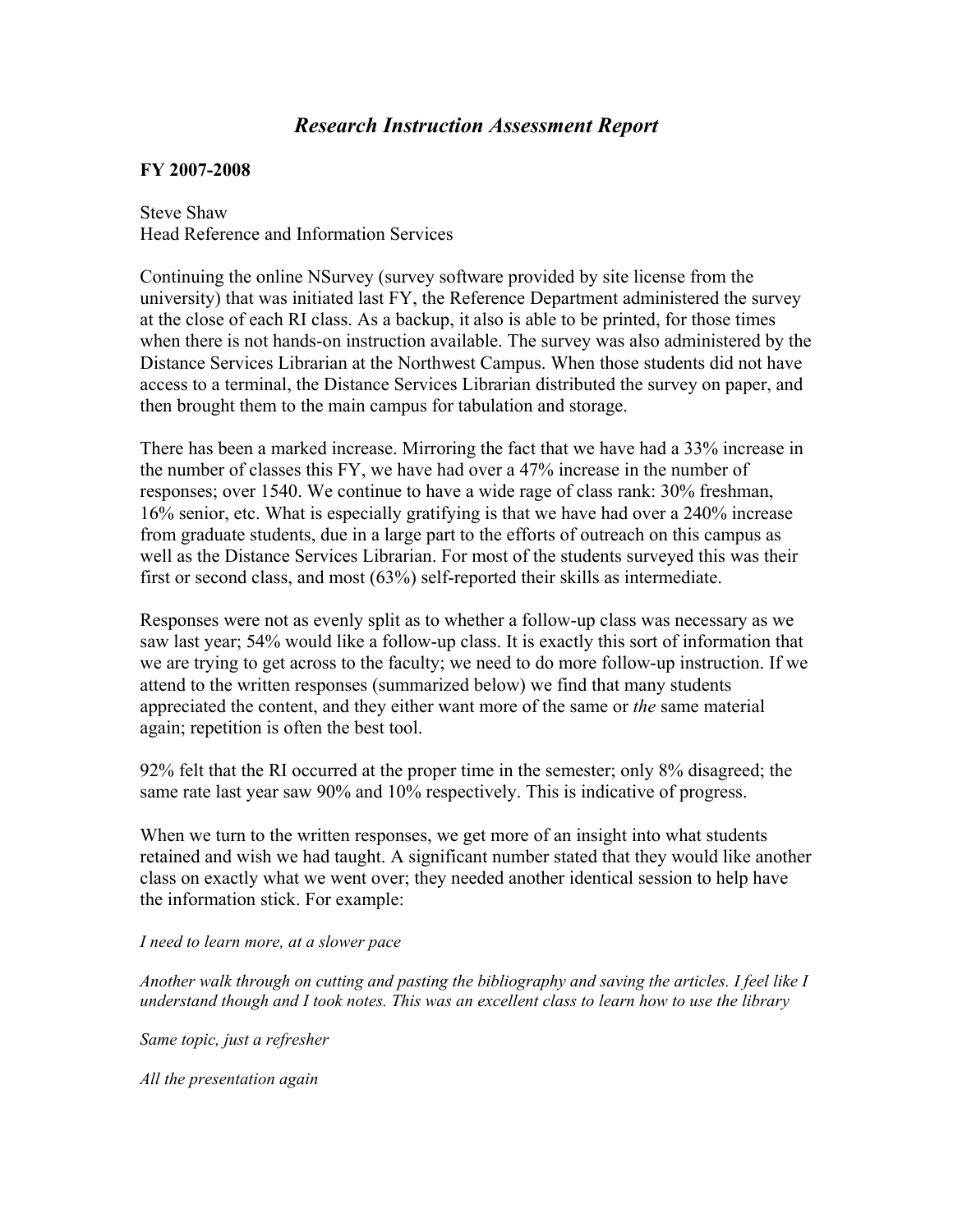# *Research Instruction Assessment Report*

**FY 2007-2008**

Steve Shaw
Head Reference and Information Services

Continuing the online NSurvey (survey software provided by site license from the university) that was initiated last FY, the Reference Department administered the survey at the close of each RI class. As a backup, it also is able to be printed, for those times when there is not hands-on instruction available. The survey was also administered by the Distance Services Librarian at the Northwest Campus. When those students did not have access to a terminal, the Distance Services Librarian distributed the survey on paper, and then brought them to the main campus for tabulation and storage.

There has been a marked increase. Mirroring the fact that we have had a 33% increase in the number of classes this FY, we have had over a 47% increase in the number of responses; over 1540. We continue to have a wide rage of class rank: 30% freshman, 16% senior, etc. What is especially gratifying is that we have had over a 240% increase from graduate students, due in a large part to the efforts of outreach on this campus as well as the Distance Services Librarian. For most of the students surveyed this was their first or second class, and most (63%) self-reported their skills as intermediate.

Responses were not as evenly split as to whether a follow-up class was necessary as we saw last year; 54% would like a follow-up class. It is exactly this sort of information that we are trying to get across to the faculty; we need to do more follow-up instruction. If we attend to the written responses (summarized below) we find that many students appreciated the content, and they either want more of the same or *the* same material again; repetition is often the best tool.

92% felt that the RI occurred at the proper time in the semester; only 8% disagreed; the same rate last year saw 90% and 10% respectively. This is indicative of progress.

When we turn to the written responses, we get more of an insight into what students retained and wish we had taught. A significant number stated that they would like another class on exactly what we went over; they needed another identical session to help have the information stick. For example:

*I need to learn more, at a slower pace*

*Another walk through on cutting and pasting the bibliography and saving the articles. I feel like I understand though and I took notes. This was an excellent class to learn how to use the library*

*Same topic, just a refresher*

*All the presentation again*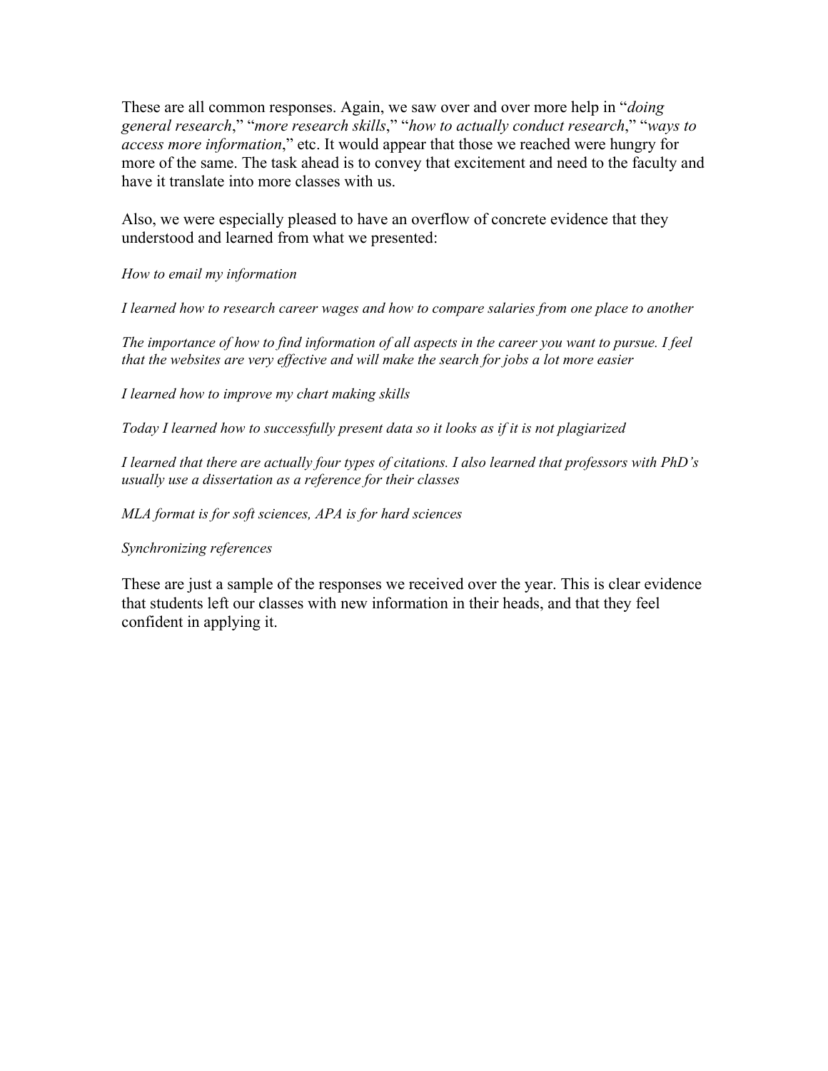These are all common responses. Again, we saw over and over more help in "*doing general research*," "*more research skills*," "*how to actually conduct research*," "*ways to access more information*," etc. It would appear that those we reached were hungry for more of the same. The task ahead is to convey that excitement and need to the faculty and have it translate into more classes with us.

Also, we were especially pleased to have an overflow of concrete evidence that they understood and learned from what we presented:

*How to email my information*

*I learned how to research career wages and how to compare salaries from one place to another*

*The importance of how to find information of all aspects in the career you want to pursue. I feel that the websites are very effective and will make the search for jobs a lot more easier*

*I learned how to improve my chart making skills*

*Today I learned how to successfully present data so it looks as if it is not plagiarized*

*I learned that there are actually four types of citations. I also learned that professors with PhD's usually use a dissertation as a reference for their classes*

*MLA format is for soft sciences, APA is for hard sciences*

*Synchronizing references*

These are just a sample of the responses we received over the year. This is clear evidence that students left our classes with new information in their heads, and that they feel confident in applying it.